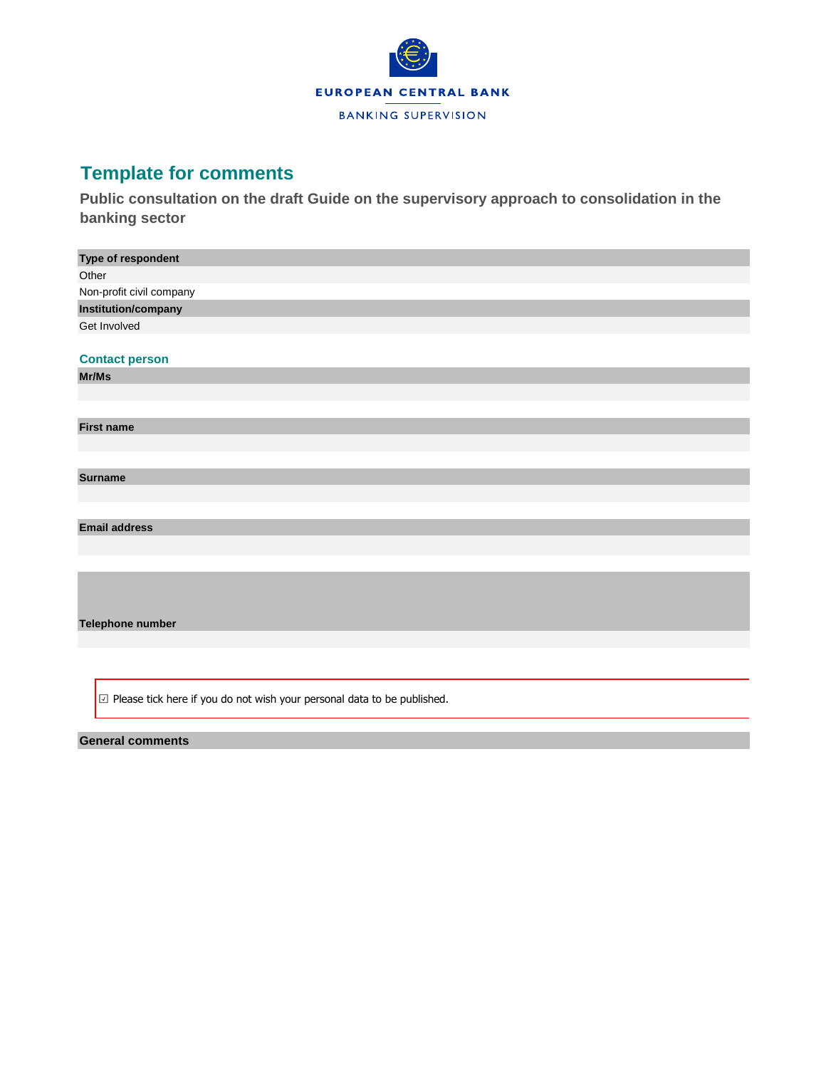EUROPEAN CENTRAL BANK

BANKING SUPERVISION

# Template for comments

## Public consultation on the draft Guide on the supervisory approach to consolidation in the banking sector

**Type of respondent**

Other

Non-profit civil company

**Institution/company**

Get Involved

### Contact person

**Mr/Ms**

**First name**

**Surname**

**Email address**

**Telephone number**

☑ Please tick here if you do not wish your personal data to be published.

**General comments**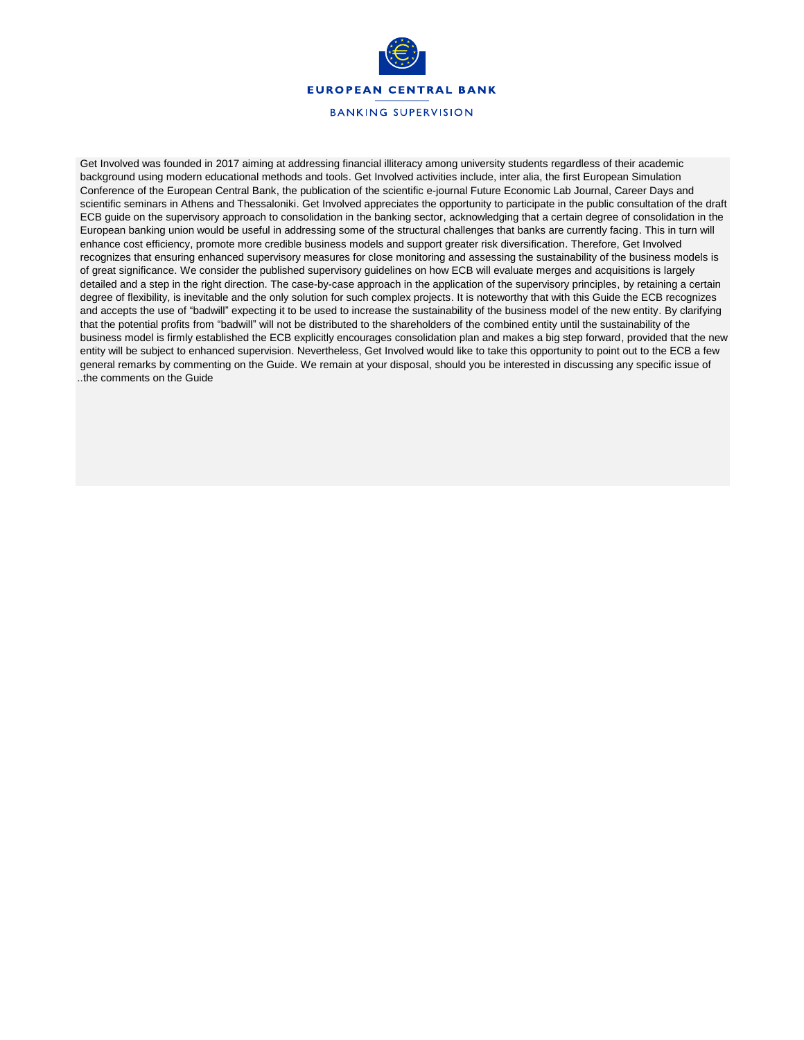Get Involved was founded in 2017 aiming at addressing financial illiteracy among university students regardless of their academic background using modern educational methods and tools. Get Involved activities include, inter alia, the first European Simulation Conference of the European Central Bank, the publication of the scientific e-journal Future Economic Lab Journal, Career Days and scientific seminars in Athens and Thessaloniki. Get Involved appreciates the opportunity to participate in the public consultation of the draft ECB guide on the supervisory approach to consolidation in the banking sector, acknowledging that a certain degree of consolidation in the European banking union would be useful in addressing some of the structural challenges that banks are currently facing. This in turn will enhance cost efficiency, promote more credible business models and support greater risk diversification. Therefore, Get Involved recognizes that ensuring enhanced supervisory measures for close monitoring and assessing the sustainability of the business models is of great significance. We consider the published supervisory guidelines on how ECB will evaluate merges and acquisitions is largely detailed and a step in the right direction. The case-by-case approach in the application of the supervisory principles, by retaining a certain degree of flexibility, is inevitable and the only solution for such complex projects. It is noteworthy that with this Guide the ECB recognizes and accepts the use of "badwill" expecting it to be used to increase the sustainability of the business model of the new entity. By clarifying that the potential profits from "badwill" will not be distributed to the shareholders of the combined entity until the sustainability of the business model is firmly established the ECB explicitly encourages consolidation plan and makes a big step forward, provided that the new entity will be subject to enhanced supervision. Nevertheless, Get Involved would like to take this opportunity to point out to the ECB a few general remarks by commenting on the Guide. We remain at your disposal, should you be interested in discussing any specific issue of ..the comments on the Guide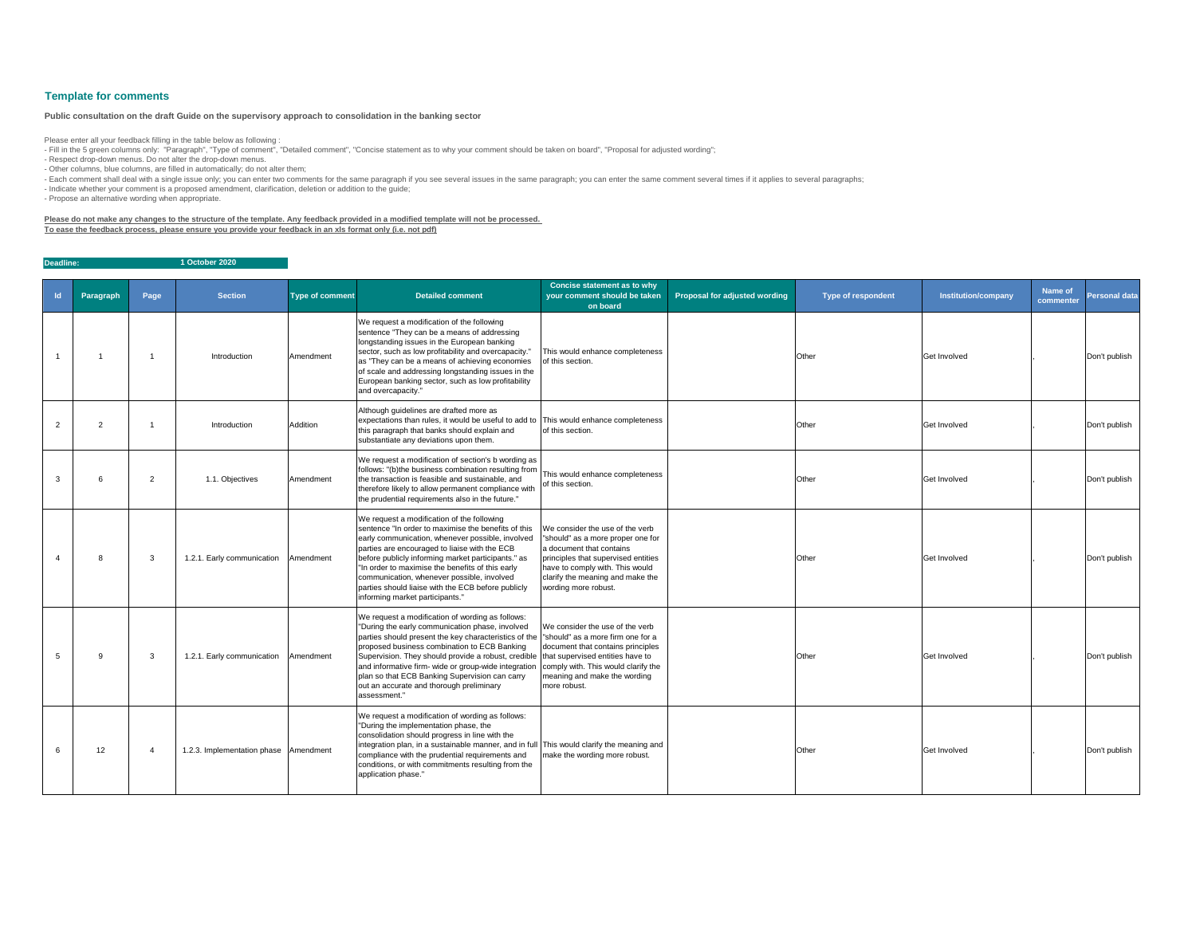## Template for comments

**Public consultation on the draft Guide on the supervisory approach to consolidation in the banking sector**

Please enter all your feedback filling in the table below as following :
- Fill in the 5 green columns only: "Paragraph", "Type of comment", "Detailed comment", "Concise statement as to why your comment should be taken on board", "Proposal for adjusted wording";
- Respect drop-down menus. Do not alter the drop-down menus.
- Other columns, blue columns, are filled in automatically; do not alter them;
- Each comment shall deal with a single issue only; you can enter two comments for the same paragraph if you see several issues in the same paragraph; you can enter the same comment several times if it applies to several paragraphs;
- Indicate whether your comment is a proposed amendment, clarification, deletion or addition to the guide;
- Propose an alternative wording when appropriate.

**Please do not make any changes to the structure of the template. Any feedback provided in a modified template will not be processed.**
**To ease the feedback process, please ensure you provide your feedback in an xls format only (i.e. not pdf)**

**Deadline: 1 October 2020**

| Id | Paragraph | Page | Section | Type of comment | Detailed comment | Concise statement as to why your comment should be taken on board | Proposal for adjusted wording | Type of respondent | Institution/company | Name of commenter | Personal data |
|---|---|---|---|---|---|---|---|---|---|---|---|
| 1 | 1 | 1 | Introduction | Amendment | We request a modification of the following sentence "They can be a means of addressing longstanding issues in the European banking sector, such as low profitability and overcapacity." as "They can be a means of achieving economies of scale and addressing longstanding issues in the European banking sector, such as low profitability and overcapacity." | This would enhance completeness of this section. | | Other | Get Involved | , | Don't publish |
| 2 | 2 | 1 | Introduction | Addition | Although guidelines are drafted more as expectations than rules, it would be useful to add to this paragraph that banks should explain and substantiate any deviations upon them. | This would enhance completeness of this section. | | Other | Get Involved | , | Don't publish |
| 3 | 6 | 2 | 1.1. Objectives | Amendment | We request a modification of section's b wording as follows: "(b)the business combination resulting from the transaction is feasible and sustainable, and therefore likely to allow permanent compliance with the prudential requirements also in the future." | This would enhance completeness of this section. | | Other | Get Involved | , | Don't publish |
| 4 | 8 | 3 | 1.2.1. Early communication | Amendment | We request a modification of the following sentence "In order to maximise the benefits of this early communication, whenever possible, involved parties are encouraged to liaise with the ECB before publicly informing market participants." as "In order to maximise the benefits of this early communication, whenever possible, involved parties should liaise with the ECB before publicly informing market participants." | We consider the use of the verb "should" as a more proper one for a document that contains principles that supervised entities have to comply with. This would clarify the meaning and make the wording more robust. | | Other | Get Involved | , | Don't publish |
| 5 | 9 | 3 | 1.2.1. Early communication | Amendment | We request a modification of wording as follows: "During the early communication phase, involved parties should present the key characteristics of the proposed business combination to ECB Banking Supervision. They should provide a robust, credible and informative firm- wide or group-wide integration plan so that ECB Banking Supervision can carry out an accurate and thorough preliminary assessment." | We consider the use of the verb "should" as a more firm one for a document that contains principles that supervised entities have to comply with. This would clarify the meaning and make the wording more robust. | | Other | Get Involved | , | Don't publish |
| 6 | 12 | 4 | 1.2.3. Implementation phase | Amendment | We request a modification of wording as follows: "During the implementation phase, the consolidation should progress in line with the integration plan, in a sustainable manner, and in full compliance with the prudential requirements and conditions, or with commitments resulting from the application phase." | This would clarify the meaning and make the wording more robust. | | Other | Get Involved | , | Don't publish |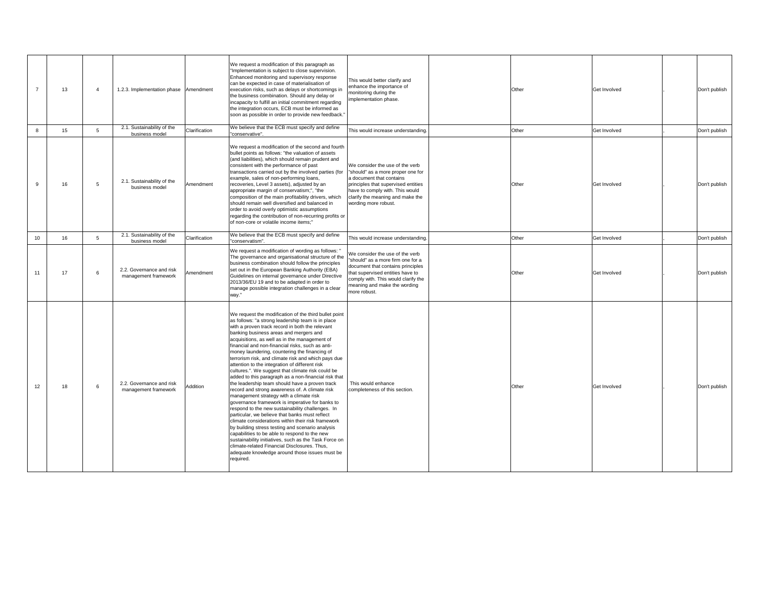| 7 | 13 | 4 | 1.2.3. Implementation phase | Amendment | We request a modification of this paragraph as "Implementation is subject to close supervision. Enhanced monitoring and supervisory response can be expected in case of materialisation of execution risks, such as delays or shortcomings in the business combination. Should any delay or incapacity to fulfill an initial commitment regarding the integration occurs, ECB must be informed as soon as possible in order to provide new feedback." | This would better clarify and enhance the importance of monitoring during the implementation phase. | | Other | Get Involved | , | Don't publish |
|---|---|---|---|---|---|---|---|---|---|---|---|
| 8 | 15 | 5 | 2.1. Sustainability of the business model | Clarification | We believe that the ECB must specify and define "conservative". | This would increase understanding. | | Other | Get Involved | , | Don't publish |
| 9 | 16 | 5 | 2.1. Sustainability of the business model | Amendment | We request a modification of the second and fourth bullet points as follows: "the valuation of assets (and liabilities), which should remain prudent and consistent with the performance of past transactions carried out by the involved parties (for example, sales of non-performing loans, recoveries, Level 3 assets), adjusted by an appropriate margin of conservatism;", "the composition of the main profitability drivers, which should remain well diversified and balanced in order to avoid overly optimistic assumptions regarding the contribution of non-recurring profits or of non-core or volatile income items;" | We consider the use of the verb "should" as a more proper one for a document that contains principles that supervised entities have to comply with. This would clarify the meaning and make the wording more robust. | | Other | Get Involved | , | Don't publish |
| 10 | 16 | 5 | 2.1. Sustainability of the business model | Clarification | We believe that the ECB must specify and define "conservatism". | This would increase understanding. | | Other | Get Involved | , | Don't publish |
| 11 | 17 | 6 | 2.2. Governance and risk management framework | Amendment | We request a modification of wording as follows: " The governance and organisational structure of the business combination should follow the principles set out in the European Banking Authority (EBA) Guidelines on internal governance under Directive 2013/36/EU 19 and to be adapted in order to manage possible integration challenges in a clear way." | We consider the use of the verb "should" as a more firm one for a document that contains principles that supervised entities have to comply with. This would clarify the meaning and make the wording more robust. | | Other | Get Involved | , | Don't publish |
| 12 | 18 | 6 | 2.2. Governance and risk management framework | Addition | We request the modification of the third bullet point as follows: "a strong leadership team is in place with a proven track record in both the relevant banking business areas and mergers and acquisitions, as well as in the management of financial and non-financial risks, such as anti-money laundering, countering the financing of terrorism risk, and climate risk and which pays due attention to the integration of different risk cultures.". We suggest that climate risk could be added to this paragraph as a non-financial risk that the leadership team should have a proven track record and strong awareness of. A climate risk management strategy with a climate risk governance framework is imperative for banks to respond to the new sustainability challenges. In particular, we believe that banks must reflect climate considerations within their risk framework by building stress testing and scenario analysis capabilities to be able to respond to the new sustainability initiatives, such as the Task Force on climate-related Financial Disclosures. Thus, adequate knowledge around those issues must be required. | This would enhance completeness of this section. | | Other | Get Involved | , | Don't publish |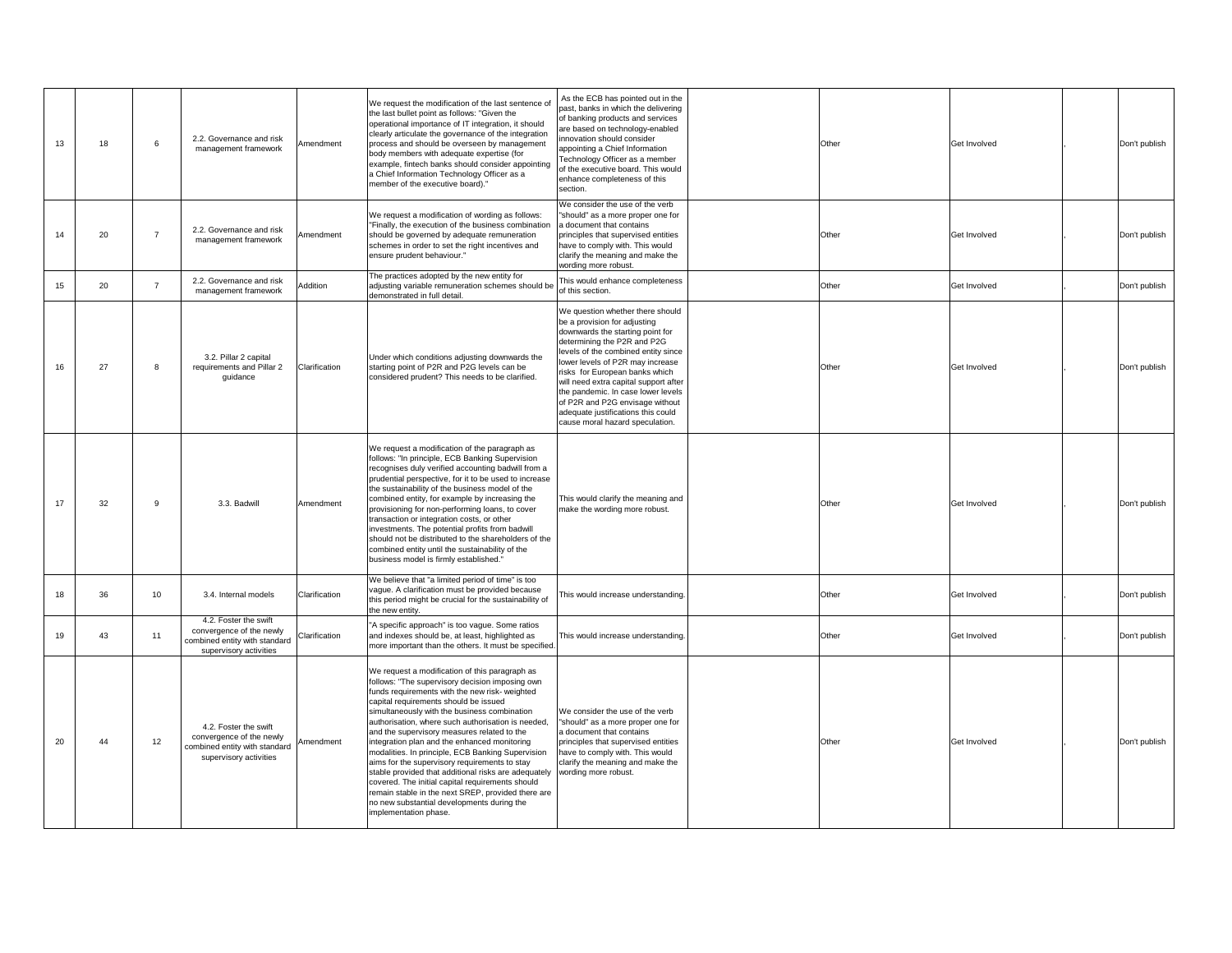| | | | | | | | | | | | | |
|---|---|---|---|---|---|---|---|---|---|---|---|---|
| 13 | 18 | 6 | 2.2. Governance and risk management framework | Amendment | We request the modification of the last sentence of the last bullet point as follows: "Given the operational importance of IT integration, it should clearly articulate the governance of the integration process and should be overseen by management body members with adequate expertise (for example, fintech banks should consider appointing a Chief Information Technology Officer as a member of the executive board)." | As the ECB has pointed out in the past, banks in which the delivering of banking products and services are based on technology-enabled innovation should consider appointing a Chief Information Technology Officer as a member of the executive board. This would enhance completeness of this section. | | Other | Get Involved | , | Don't publish |
| 14 | 20 | 7 | 2.2. Governance and risk management framework | Amendment | We request a modification of wording as follows: "Finally, the execution of the business combination should be governed by adequate remuneration schemes in order to set the right incentives and ensure prudent behaviour." | We consider the use of the verb "should" as a more proper one for a document that contains principles that supervised entities have to comply with. This would clarify the meaning and make the wording more robust. | | Other | Get Involved | , | Don't publish |
| 15 | 20 | 7 | 2.2. Governance and risk management framework | Addition | The practices adopted by the new entity for adjusting variable remuneration schemes should be demonstrated in full detail. | This would enhance completeness of this section. | | Other | Get Involved | , | Don't publish |
| 16 | 27 | 8 | 3.2. Pillar 2 capital requirements and Pillar 2 guidance | Clarification | Under which conditions adjusting downwards the starting point of P2R and P2G levels can be considered prudent? This needs to be clarified. | We question whether there should be a provision for adjusting downwards the starting point for determining the P2R and P2G levels of the combined entity since lower levels of P2R may increase risks for European banks which will need extra capital support after the pandemic. In case lower levels of P2R and P2G envisage without adequate justifications this could cause moral hazard speculation. | | Other | Get Involved | , | Don't publish |
| 17 | 32 | 9 | 3.3. Badwill | Amendment | We request a modification of the paragraph as follows: "In principle, ECB Banking Supervision recognises duly verified accounting badwill from a prudential perspective, for it to be used to increase the sustainability of the business model of the combined entity, for example by increasing the provisioning for non-performing loans, to cover transaction or integration costs, or other investments. The potential profits from badwill should not be distributed to the shareholders of the combined entity until the sustainability of the business model is firmly established." | This would clarify the meaning and make the wording more robust. | | Other | Get Involved | , | Don't publish |
| 18 | 36 | 10 | 3.4. Internal models | Clarification | We believe that "a limited period of time" is too vague. A clarification must be provided because this period might be crucial for the sustainability of the new entity. | This would increase understanding. | | Other | Get Involved | , | Don't publish |
| 19 | 43 | 11 | 4.2. Foster the swift convergence of the newly combined entity with standard supervisory activities | Clarification | "A specific approach" is too vague. Some ratios and indexes should be, at least, highlighted as more important than the others. It must be specified. | This would increase understanding. | | Other | Get Involved | , | Don't publish |
| 20 | 44 | 12 | 4.2. Foster the swift convergence of the newly combined entity with standard supervisory activities | Amendment | We request a modification of this paragraph as follows: "The supervisory decision imposing own funds requirements with the new risk- weighted capital requirements should be issued simultaneously with the business combination authorisation, where such authorisation is needed, and the supervisory measures related to the integration plan and the enhanced monitoring modalities. In principle, ECB Banking Supervision aims for the supervisory requirements to stay stable provided that additional risks are adequately covered. The initial capital requirements should remain stable in the next SREP, provided there are no new substantial developments during the implementation phase. | We consider the use of the verb "should" as a more proper one for a document that contains principles that supervised entities have to comply with. This would clarify the meaning and make the wording more robust. | | Other | Get Involved | , | Don't publish |